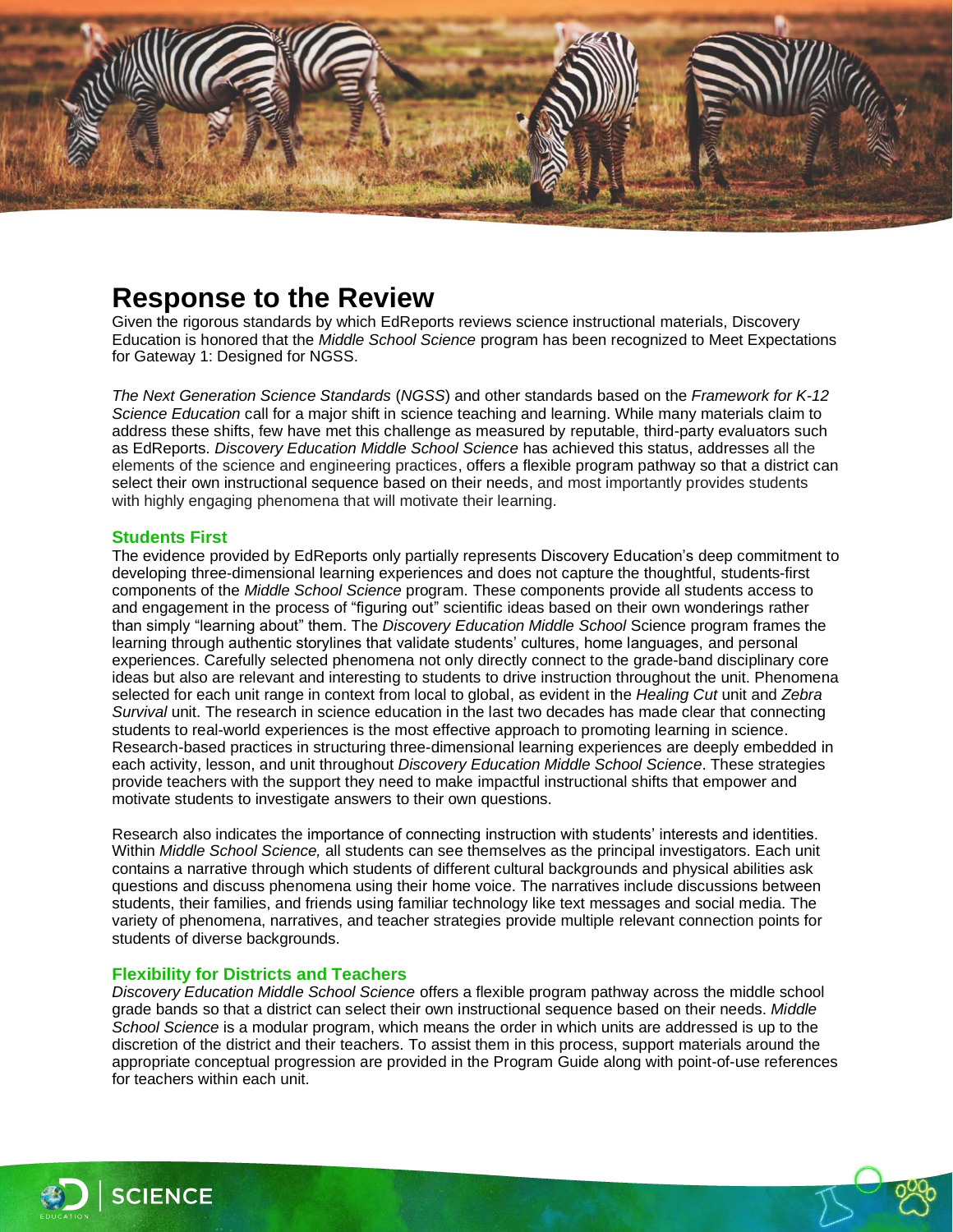# Response to the Review

Given the rigorous standards by which EdReports reviews science instructional materials, Discovery Education is honored that the *Middle School Science* program has been recognized to Meet Expectations for Gateway 1: Designed for NGSS.

*The Next Generation Science Standards* (*NGSS*) and other standards based on the *Framework for K-12 Science Education* call for a major shift in science teaching and learning. While many materials claim to address these shifts, few have met this challenge as measured by reputable, third-party evaluators such as EdReports. *Discovery Education Middle School Science* has achieved this status, addresses all the elements of the science and engineering practices, offers a flexible program pathway so that a district can select their own instructional sequence based on their needs, and most importantly provides students with highly engaging phenomena that will motivate their learning.

## Students First

The evidence provided by EdReports only partially represents Discovery Education's deep commitment to developing three-dimensional learning experiences and does not capture the thoughtful, students-first components of the *Middle School Science* program. These components provide all students access to and engagement in the process of "figuring out" scientific ideas based on their own wonderings rather than simply "learning about" them. The *Discovery Education Middle School* Science program frames the learning through authentic storylines that validate students' cultures, home languages, and personal experiences. Carefully selected phenomena not only directly connect to the grade-band disciplinary core ideas but also are relevant and interesting to students to drive instruction throughout the unit. Phenomena selected for each unit range in context from local to global, as evident in the *Healing Cut* unit and *Zebra Survival* unit. The research in science education in the last two decades has made clear that connecting students to real-world experiences is the most effective approach to promoting learning in science. Research-based practices in structuring three-dimensional learning experiences are deeply embedded in each activity, lesson, and unit throughout *Discovery Education Middle School Science*. These strategies provide teachers with the support they need to make impactful instructional shifts that empower and motivate students to investigate answers to their own questions.

Research also indicates the importance of connecting instruction with students' interests and identities. Within *Middle School Science,* all students can see themselves as the principal investigators. Each unit contains a narrative through which students of different cultural backgrounds and physical abilities ask questions and discuss phenomena using their home voice. The narratives include discussions between students, their families, and friends using familiar technology like text messages and social media. The variety of phenomena, narratives, and teacher strategies provide multiple relevant connection points for students of diverse backgrounds.

## Flexibility for Districts and Teachers

*Discovery Education Middle School Science* offers a flexible program pathway across the middle school grade bands so that a district can select their own instructional sequence based on their needs. *Middle School Science* is a modular program, which means the order in which units are addressed is up to the discretion of the district and their teachers. To assist them in this process, support materials around the appropriate conceptual progression are provided in the Program Guide along with point-of-use references for teachers within each unit.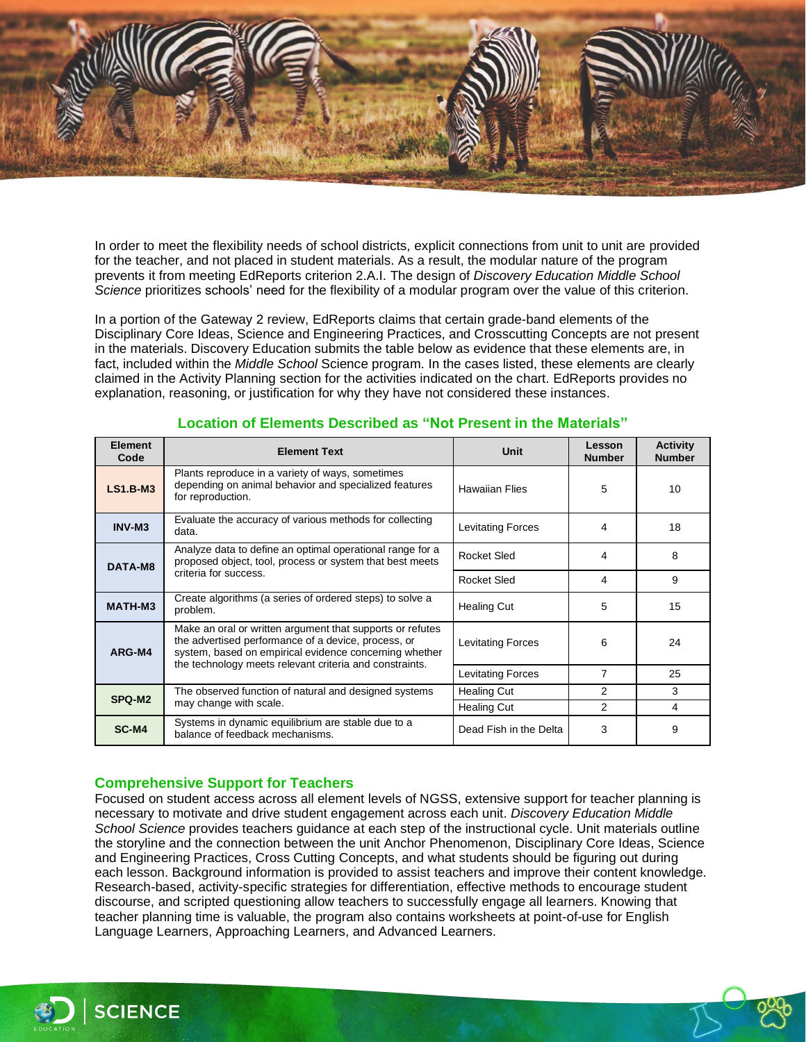In order to meet the flexibility needs of school districts, explicit connections from unit to unit are provided for the teacher, and not placed in student materials. As a result, the modular nature of the program prevents it from meeting EdReports criterion 2.A.I. The design of *Discovery Education Middle School Science* prioritizes schools' need for the flexibility of a modular program over the value of this criterion.

In a portion of the Gateway 2 review, EdReports claims that certain grade-band elements of the Disciplinary Core Ideas, Science and Engineering Practices, and Crosscutting Concepts are not present in the materials. Discovery Education submits the table below as evidence that these elements are, in fact, included within the *Middle School* Science program. In the cases listed, these elements are clearly claimed in the Activity Planning section for the activities indicated on the chart. EdReports provides no explanation, reasoning, or justification for why they have not considered these instances.

## Location of Elements Described as "Not Present in the Materials"

| Element Code | Element Text | Unit | Lesson Number | Activity Number |
|---|---|---|---|---|
| **LS1.B-M3** | Plants reproduce in a variety of ways, sometimes depending on animal behavior and specialized features for reproduction. | Hawaiian Flies | 5 | 10 |
| **INV-M3** | Evaluate the accuracy of various methods for collecting data. | Levitating Forces | 4 | 18 |
| **DATA-M8** | Analyze data to define an optimal operational range for a proposed object, tool, process or system that best meets criteria for success. | Rocket Sled | 4 | 8 |
| | | Rocket Sled | 4 | 9 |
| **MATH-M3** | Create algorithms (a series of ordered steps) to solve a problem. | Healing Cut | 5 | 15 |
| **ARG-M4** | Make an oral or written argument that supports or refutes the advertised performance of a device, process, or system, based on empirical evidence concerning whether the technology meets relevant criteria and constraints. | Levitating Forces | 6 | 24 |
| | | Levitating Forces | 7 | 25 |
| **SPQ-M2** | The observed function of natural and designed systems may change with scale. | Healing Cut | 2 | 3 |
| | | Healing Cut | 2 | 4 |
| **SC-M4** | Systems in dynamic equilibrium are stable due to a balance of feedback mechanisms. | Dead Fish in the Delta | 3 | 9 |

## Comprehensive Support for Teachers

Focused on student access across all element levels of NGSS, extensive support for teacher planning is necessary to motivate and drive student engagement across each unit. *Discovery Education Middle School Science* provides teachers guidance at each step of the instructional cycle. Unit materials outline the storyline and the connection between the unit Anchor Phenomenon, Disciplinary Core Ideas, Science and Engineering Practices, Cross Cutting Concepts, and what students should be figuring out during each lesson. Background information is provided to assist teachers and improve their content knowledge. Research-based, activity-specific strategies for differentiation, effective methods to encourage student discourse, and scripted questioning allow teachers to successfully engage all learners. Knowing that teacher planning time is valuable, the program also contains worksheets at point-of-use for English Language Learners, Approaching Learners, and Advanced Learners.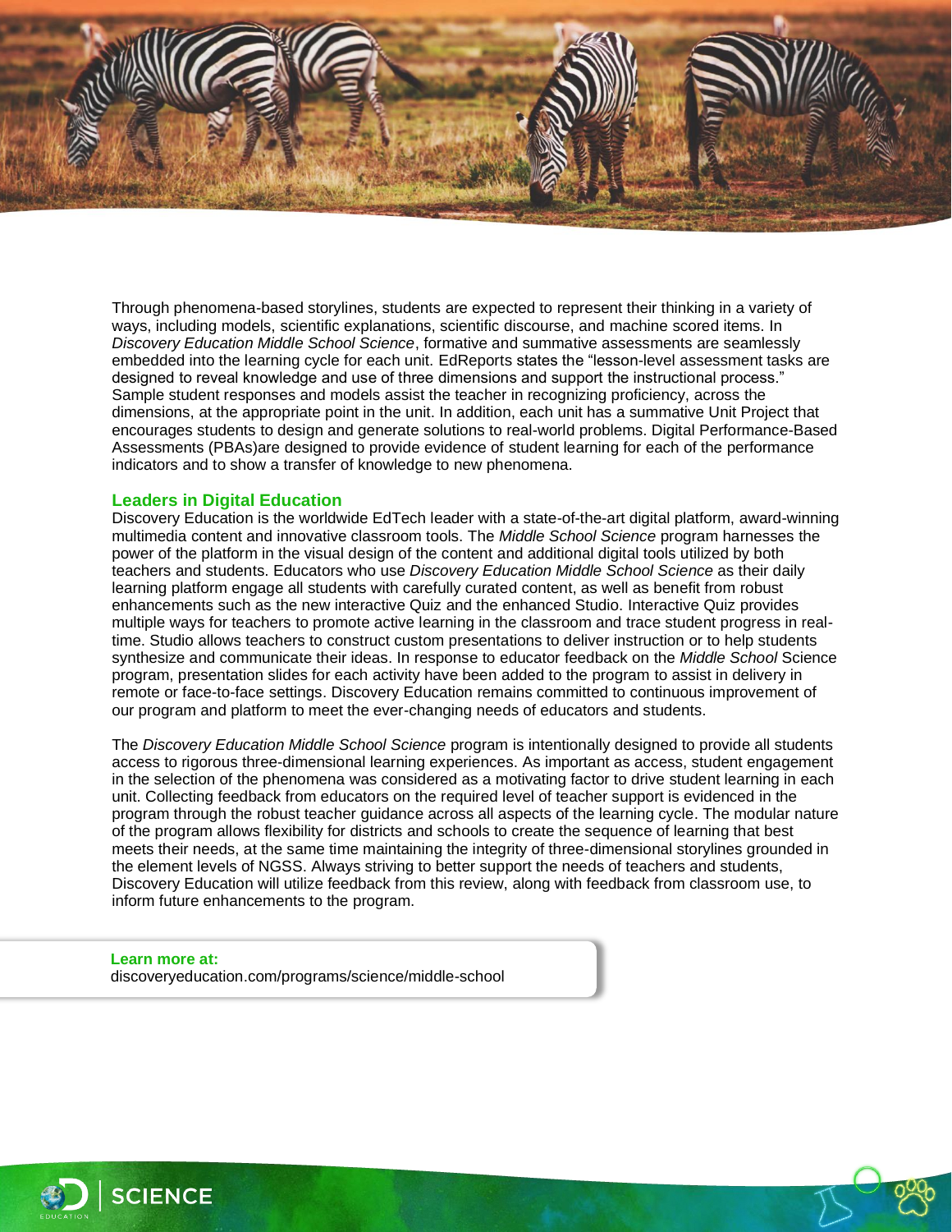Through phenomena-based storylines, students are expected to represent their thinking in a variety of ways, including models, scientific explanations, scientific discourse, and machine scored items. In *Discovery Education Middle School Science*, formative and summative assessments are seamlessly embedded into the learning cycle for each unit. EdReports states the "lesson-level assessment tasks are designed to reveal knowledge and use of three dimensions and support the instructional process." Sample student responses and models assist the teacher in recognizing proficiency, across the dimensions, at the appropriate point in the unit. In addition, each unit has a summative Unit Project that encourages students to design and generate solutions to real-world problems. Digital Performance-Based Assessments (PBAs)are designed to provide evidence of student learning for each of the performance indicators and to show a transfer of knowledge to new phenomena.

## Leaders in Digital Education

Discovery Education is the worldwide EdTech leader with a state-of-the-art digital platform, award-winning multimedia content and innovative classroom tools. The *Middle School Science* program harnesses the power of the platform in the visual design of the content and additional digital tools utilized by both teachers and students. Educators who use *Discovery Education Middle School Science* as their daily learning platform engage all students with carefully curated content, as well as benefit from robust enhancements such as the new interactive Quiz and the enhanced Studio. Interactive Quiz provides multiple ways for teachers to promote active learning in the classroom and trace student progress in real-time. Studio allows teachers to construct custom presentations to deliver instruction or to help students synthesize and communicate their ideas. In response to educator feedback on the *Middle School* Science program, presentation slides for each activity have been added to the program to assist in delivery in remote or face-to-face settings. Discovery Education remains committed to continuous improvement of our program and platform to meet the ever-changing needs of educators and students.

The *Discovery Education Middle School Science* program is intentionally designed to provide all students access to rigorous three-dimensional learning experiences. As important as access, student engagement in the selection of the phenomena was considered as a motivating factor to drive student learning in each unit. Collecting feedback from educators on the required level of teacher support is evidenced in the program through the robust teacher guidance across all aspects of the learning cycle. The modular nature of the program allows flexibility for districts and schools to create the sequence of learning that best meets their needs, at the same time maintaining the integrity of three-dimensional storylines grounded in the element levels of NGSS. Always striving to better support the needs of teachers and students, Discovery Education will utilize feedback from this review, along with feedback from classroom use, to inform future enhancements to the program.

**Learn more at:**
discoveryeducation.com/programs/science/middle-school